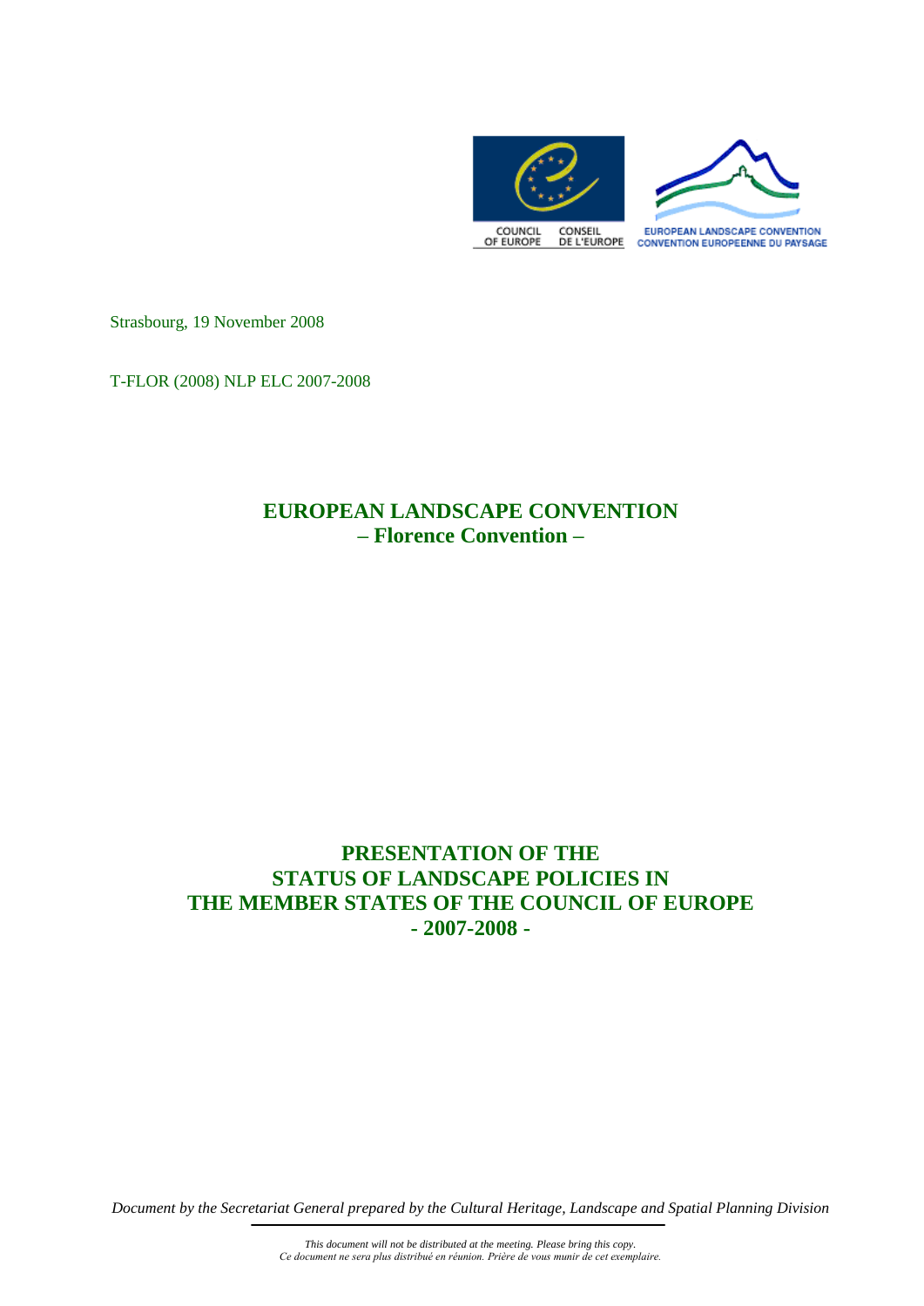COUNCIL OF EUROPE CONSEIL DE L'EUROPE

EUROPEAN LANDSCAPE CONVENTION CONVENTION EUROPEENNE DU PAYSAGE

Strasbourg, 19 November 2008

T-FLOR (2008) NLP ELC 2007-2008

# EUROPEAN LANDSCAPE CONVENTION
## – Florence Convention –

# PRESENTATION OF THE STATUS OF LANDSCAPE POLICIES IN THE MEMBER STATES OF THE COUNCIL OF EUROPE
## - 2007-2008 -

*Document by the Secretariat General prepared by the Cultural Heritage, Landscape and Spatial Planning Division*

*This document will not be distributed at the meeting. Please bring this copy.*
*Ce document ne sera plus distribué en réunion. Prière de vous munir de cet exemplaire.*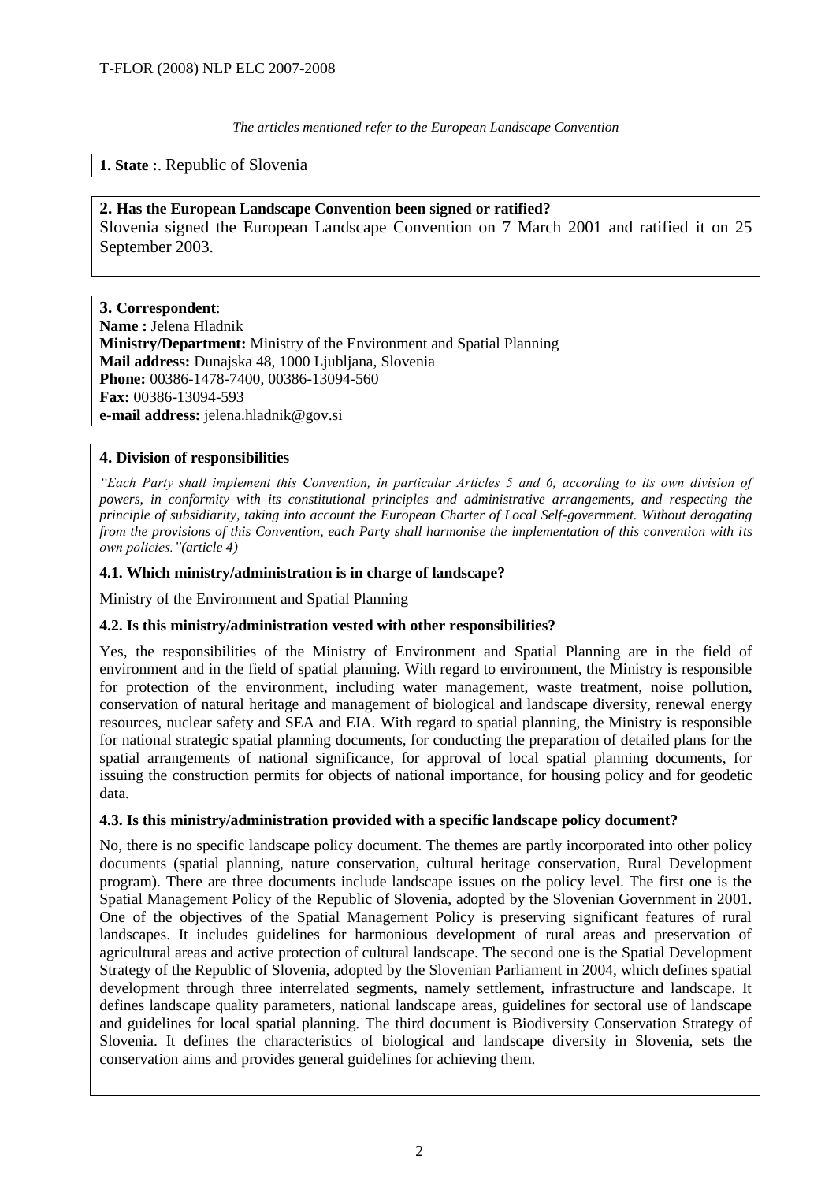*The articles mentioned refer to the European Landscape Convention*

**1. State :**. Republic of Slovenia

**2. Has the European Landscape Convention been signed or ratified?**

Slovenia signed the European Landscape Convention on 7 March 2001 and ratified it on 25 September 2003.

**3. Correspondent**:

**Name :** Jelena Hladnik
**Ministry/Department:** Ministry of the Environment and Spatial Planning
**Mail address:** Dunajska 48, 1000 Ljubljana, Slovenia
**Phone:** 00386-1478-7400, 00386-13094-560
**Fax:** 00386-13094-593
**e-mail address:** jelena.hladnik@gov.si

## 4. Division of responsibilities

*"Each Party shall implement this Convention, in particular Articles 5 and 6, according to its own division of powers, in conformity with its constitutional principles and administrative arrangements, and respecting the principle of subsidiarity, taking into account the European Charter of Local Self-government. Without derogating from the provisions of this Convention, each Party shall harmonise the implementation of this convention with its own policies."(article 4)*

### 4.1. Which ministry/administration is in charge of landscape?

Ministry of the Environment and Spatial Planning

### 4.2. Is this ministry/administration vested with other responsibilities?

Yes, the responsibilities of the Ministry of Environment and Spatial Planning are in the field of environment and in the field of spatial planning. With regard to environment, the Ministry is responsible for protection of the environment, including water management, waste treatment, noise pollution, conservation of natural heritage and management of biological and landscape diversity, renewal energy resources, nuclear safety and SEA and EIA. With regard to spatial planning, the Ministry is responsible for national strategic spatial planning documents, for conducting the preparation of detailed plans for the spatial arrangements of national significance, for approval of local spatial planning documents, for issuing the construction permits for objects of national importance, for housing policy and for geodetic data.

### 4.3. Is this ministry/administration provided with a specific landscape policy document?

No, there is no specific landscape policy document. The themes are partly incorporated into other policy documents (spatial planning, nature conservation, cultural heritage conservation, Rural Development program). There are three documents include landscape issues on the policy level. The first one is the Spatial Management Policy of the Republic of Slovenia, adopted by the Slovenian Government in 2001. One of the objectives of the Spatial Management Policy is preserving significant features of rural landscapes. It includes guidelines for harmonious development of rural areas and preservation of agricultural areas and active protection of cultural landscape. The second one is the Spatial Development Strategy of the Republic of Slovenia, adopted by the Slovenian Parliament in 2004, which defines spatial development through three interrelated segments, namely settlement, infrastructure and landscape. It defines landscape quality parameters, national landscape areas, guidelines for sectoral use of landscape and guidelines for local spatial planning. The third document is Biodiversity Conservation Strategy of Slovenia. It defines the characteristics of biological and landscape diversity in Slovenia, sets the conservation aims and provides general guidelines for achieving them.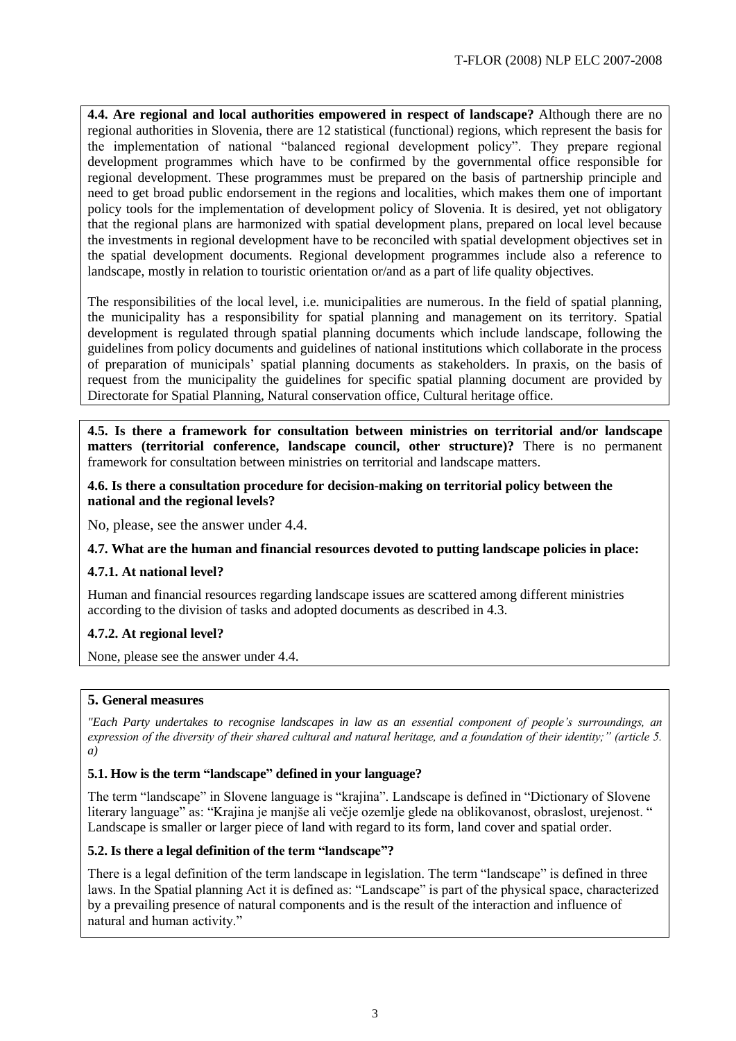**4.4. Are regional and local authorities empowered in respect of landscape?** Although there are no regional authorities in Slovenia, there are 12 statistical (functional) regions, which represent the basis for the implementation of national "balanced regional development policy". They prepare regional development programmes which have to be confirmed by the governmental office responsible for regional development. These programmes must be prepared on the basis of partnership principle and need to get broad public endorsement in the regions and localities, which makes them one of important policy tools for the implementation of development policy of Slovenia. It is desired, yet not obligatory that the regional plans are harmonized with spatial development plans, prepared on local level because the investments in regional development have to be reconciled with spatial development objectives set in the spatial development documents. Regional development programmes include also a reference to landscape, mostly in relation to touristic orientation or/and as a part of life quality objectives.

The responsibilities of the local level, i.e. municipalities are numerous. In the field of spatial planning, the municipality has a responsibility for spatial planning and management on its territory. Spatial development is regulated through spatial planning documents which include landscape, following the guidelines from policy documents and guidelines of national institutions which collaborate in the process of preparation of municipals' spatial planning documents as stakeholders. In praxis, on the basis of request from the municipality the guidelines for specific spatial planning document are provided by Directorate for Spatial Planning, Natural conservation office, Cultural heritage office.

**4.5. Is there a framework for consultation between ministries on territorial and/or landscape matters (territorial conference, landscape council, other structure)?** There is no permanent framework for consultation between ministries on territorial and landscape matters.

**4.6. Is there a consultation procedure for decision-making on territorial policy between the national and the regional levels?**

No, please, see the answer under 4.4.

**4.7. What are the human and financial resources devoted to putting landscape policies in place:**

**4.7.1. At national level?**

Human and financial resources regarding landscape issues are scattered among different ministries according to the division of tasks and adopted documents as described in 4.3.

**4.7.2. At regional level?**

None, please see the answer under 4.4.

## 5. General measures

*"Each Party undertakes to recognise landscapes in law as an essential component of people's surroundings, an expression of the diversity of their shared cultural and natural heritage, and a foundation of their identity;" (article 5. a)*

**5.1. How is the term "landscape" defined in your language?**

The term "landscape" in Slovene language is "krajina". Landscape is defined in "Dictionary of Slovene literary language" as: "Krajina je manjše ali večje ozemlje glede na oblikovanost, obraslost, urejenost. " Landscape is smaller or larger piece of land with regard to its form, land cover and spatial order.

**5.2. Is there a legal definition of the term "landscape"?**

There is a legal definition of the term landscape in legislation. The term "landscape" is defined in three laws. In the Spatial planning Act it is defined as: "Landscape" is part of the physical space, characterized by a prevailing presence of natural components and is the result of the interaction and influence of natural and human activity."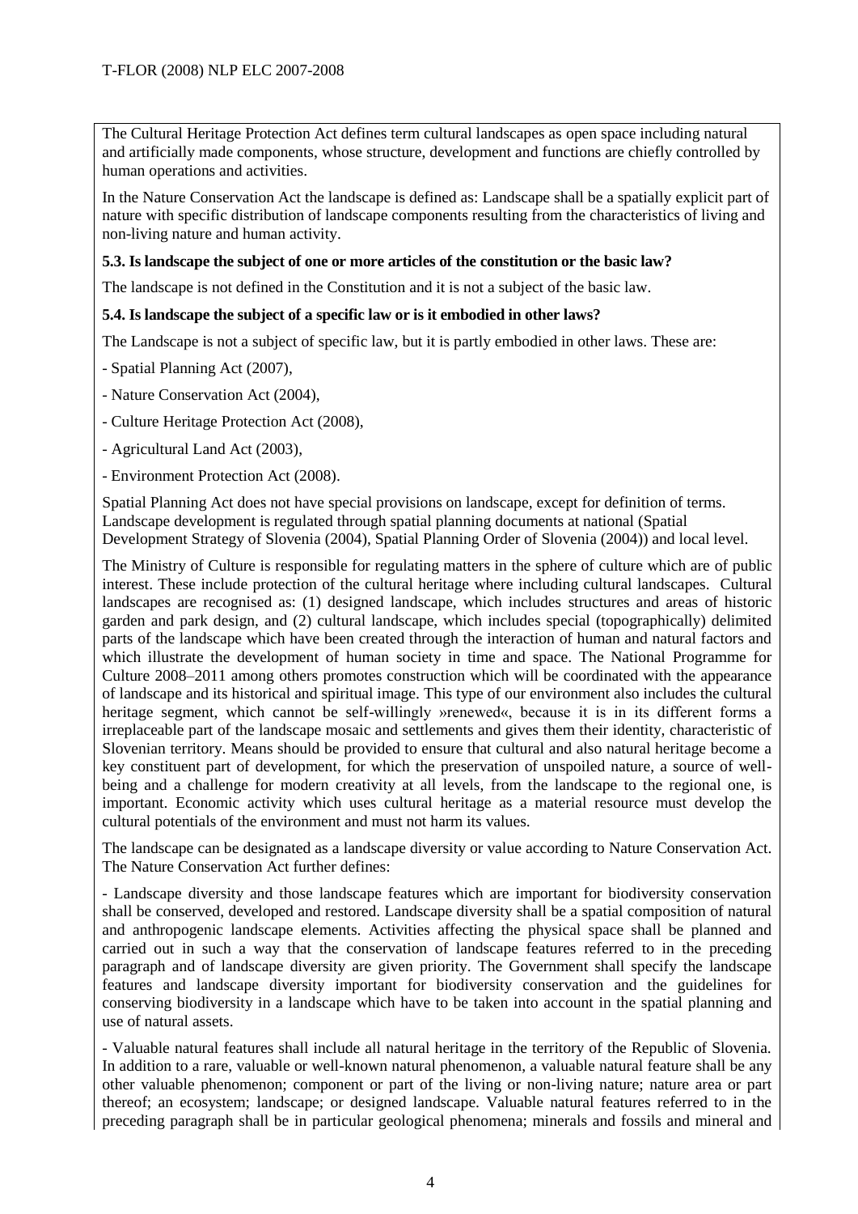The Cultural Heritage Protection Act defines term cultural landscapes as open space including natural and artificially made components, whose structure, development and functions are chiefly controlled by human operations and activities.

In the Nature Conservation Act the landscape is defined as: Landscape shall be a spatially explicit part of nature with specific distribution of landscape components resulting from the characteristics of living and non-living nature and human activity.

**5.3. Is landscape the subject of one or more articles of the constitution or the basic law?**

The landscape is not defined in the Constitution and it is not a subject of the basic law.

**5.4. Is landscape the subject of a specific law or is it embodied in other laws?**

The Landscape is not a subject of specific law, but it is partly embodied in other laws. These are:

- Spatial Planning Act (2007),
- Nature Conservation Act (2004),
- Culture Heritage Protection Act (2008),
- Agricultural Land Act (2003),
- Environment Protection Act (2008).

Spatial Planning Act does not have special provisions on landscape, except for definition of terms. Landscape development is regulated through spatial planning documents at national (Spatial Development Strategy of Slovenia (2004), Spatial Planning Order of Slovenia (2004)) and local level.

The Ministry of Culture is responsible for regulating matters in the sphere of culture which are of public interest. These include protection of the cultural heritage where including cultural landscapes. Cultural landscapes are recognised as: (1) designed landscape, which includes structures and areas of historic garden and park design, and (2) cultural landscape, which includes special (topographically) delimited parts of the landscape which have been created through the interaction of human and natural factors and which illustrate the development of human society in time and space. The National Programme for Culture 2008–2011 among others promotes construction which will be coordinated with the appearance of landscape and its historical and spiritual image. This type of our environment also includes the cultural heritage segment, which cannot be self-willingly »renewed«, because it is in its different forms a irreplaceable part of the landscape mosaic and settlements and gives them their identity, characteristic of Slovenian territory. Means should be provided to ensure that cultural and also natural heritage become a key constituent part of development, for which the preservation of unspoiled nature, a source of well-being and a challenge for modern creativity at all levels, from the landscape to the regional one, is important. Economic activity which uses cultural heritage as a material resource must develop the cultural potentials of the environment and must not harm its values.

The landscape can be designated as a landscape diversity or value according to Nature Conservation Act. The Nature Conservation Act further defines:

- Landscape diversity and those landscape features which are important for biodiversity conservation shall be conserved, developed and restored. Landscape diversity shall be a spatial composition of natural and anthropogenic landscape elements. Activities affecting the physical space shall be planned and carried out in such a way that the conservation of landscape features referred to in the preceding paragraph and of landscape diversity are given priority. The Government shall specify the landscape features and landscape diversity important for biodiversity conservation and the guidelines for conserving biodiversity in a landscape which have to be taken into account in the spatial planning and use of natural assets.

- Valuable natural features shall include all natural heritage in the territory of the Republic of Slovenia. In addition to a rare, valuable or well-known natural phenomenon, a valuable natural feature shall be any other valuable phenomenon; component or part of the living or non-living nature; nature area or part thereof; an ecosystem; landscape; or designed landscape. Valuable natural features referred to in the preceding paragraph shall be in particular geological phenomena; minerals and fossils and mineral and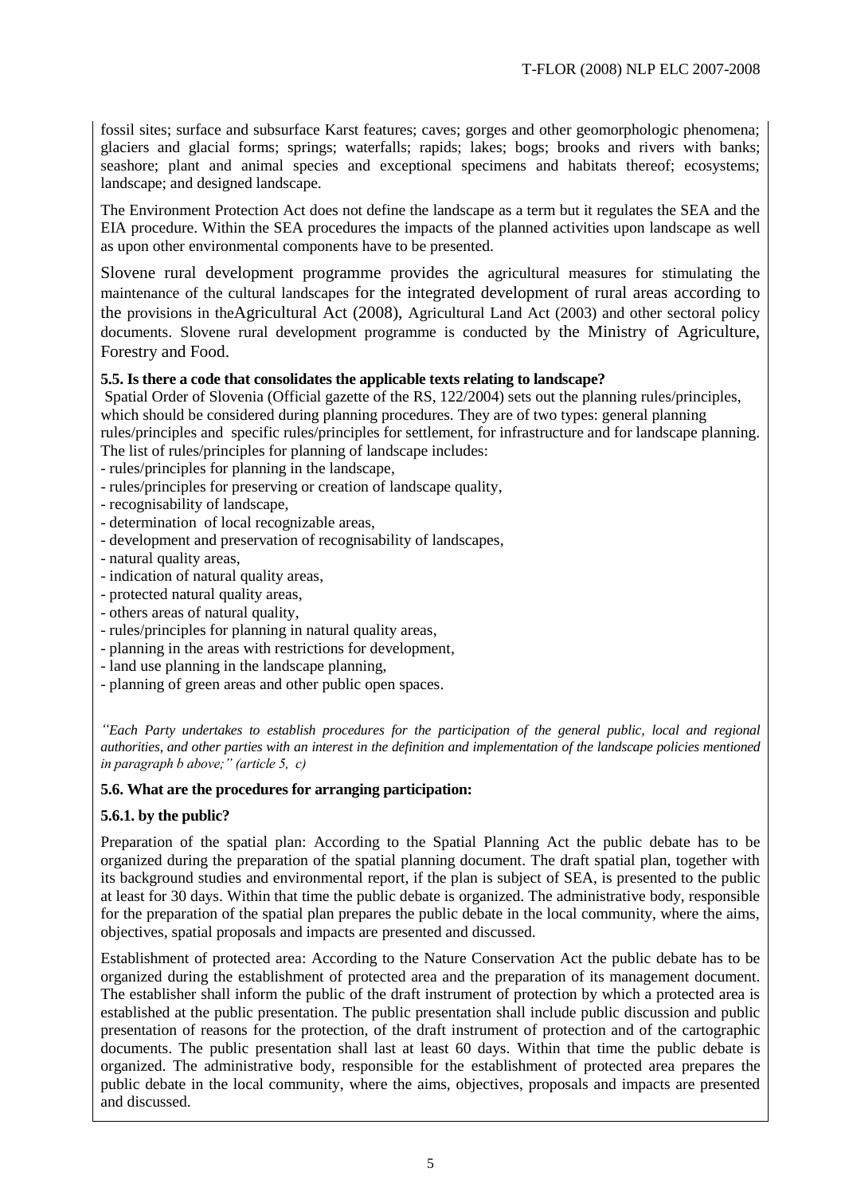fossil sites; surface and subsurface Karst features; caves; gorges and other geomorphologic phenomena; glaciers and glacial forms; springs; waterfalls; rapids; lakes; bogs; brooks and rivers with banks; seashore; plant and animal species and exceptional specimens and habitats thereof; ecosystems; landscape; and designed landscape.

The Environment Protection Act does not define the landscape as a term but it regulates the SEA and the EIA procedure. Within the SEA procedures the impacts of the planned activities upon landscape as well as upon other environmental components have to be presented.

Slovene rural development programme provides the agricultural measures for stimulating the maintenance of the cultural landscapes for the integrated development of rural areas according to the provisions in theAgricultural Act (2008), Agricultural Land Act (2003) and other sectoral policy documents. Slovene rural development programme is conducted by the Ministry of Agriculture, Forestry and Food.

**5.5. Is there a code that consolidates the applicable texts relating to landscape?**

Spatial Order of Slovenia (Official gazette of the RS, 122/2004) sets out the planning rules/principles, which should be considered during planning procedures. They are of two types: general planning rules/principles and specific rules/principles for settlement, for infrastructure and for landscape planning. The list of rules/principles for planning of landscape includes:

- rules/principles for planning in the landscape,
- rules/principles for preserving or creation of landscape quality,
- recognisability of landscape,
- determination of local recognizable areas,
- development and preservation of recognisability of landscapes,
- natural quality areas,
- indication of natural quality areas,
- protected natural quality areas,
- others areas of natural quality,
- rules/principles for planning in natural quality areas,
- planning in the areas with restrictions for development,
- land use planning in the landscape planning,
- planning of green areas and other public open spaces.

*"Each Party undertakes to establish procedures for the participation of the general public, local and regional authorities, and other parties with an interest in the definition and implementation of the landscape policies mentioned in paragraph b above;" (article 5, c)*

**5.6. What are the procedures for arranging participation:**

**5.6.1. by the public?**

Preparation of the spatial plan: According to the Spatial Planning Act the public debate has to be organized during the preparation of the spatial planning document. The draft spatial plan, together with its background studies and environmental report, if the plan is subject of SEA, is presented to the public at least for 30 days. Within that time the public debate is organized. The administrative body, responsible for the preparation of the spatial plan prepares the public debate in the local community, where the aims, objectives, spatial proposals and impacts are presented and discussed.

Establishment of protected area: According to the Nature Conservation Act the public debate has to be organized during the establishment of protected area and the preparation of its management document. The establisher shall inform the public of the draft instrument of protection by which a protected area is established at the public presentation. The public presentation shall include public discussion and public presentation of reasons for the protection, of the draft instrument of protection and of the cartographic documents. The public presentation shall last at least 60 days. Within that time the public debate is organized. The administrative body, responsible for the establishment of protected area prepares the public debate in the local community, where the aims, objectives, proposals and impacts are presented and discussed.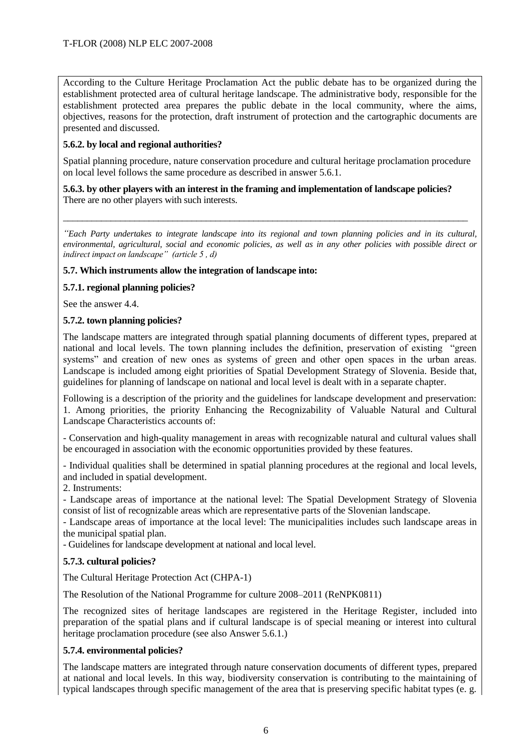According to the Culture Heritage Proclamation Act the public debate has to be organized during the establishment protected area of cultural heritage landscape. The administrative body, responsible for the establishment protected area prepares the public debate in the local community, where the aims, objectives, reasons for the protection, draft instrument of protection and the cartographic documents are presented and discussed.

**5.6.2. by local and regional authorities?**

Spatial planning procedure, nature conservation procedure and cultural heritage proclamation procedure on local level follows the same procedure as described in answer 5.6.1.

**5.6.3. by other players with an interest in the framing and implementation of landscape policies?**
There are no other players with such interests.

---

*"Each Party undertakes to integrate landscape into its regional and town planning policies and in its cultural, environmental, agricultural, social and economic policies, as well as in any other policies with possible direct or indirect impact on landscape" (article 5 , d)*

**5.7. Which instruments allow the integration of landscape into:**

**5.7.1. regional planning policies?**

See the answer 4.4.

**5.7.2. town planning policies?**

The landscape matters are integrated through spatial planning documents of different types, prepared at national and local levels. The town planning includes the definition, preservation of existing "green systems" and creation of new ones as systems of green and other open spaces in the urban areas. Landscape is included among eight priorities of Spatial Development Strategy of Slovenia. Beside that, guidelines for planning of landscape on national and local level is dealt with in a separate chapter.

Following is a description of the priority and the guidelines for landscape development and preservation:
1. Among priorities, the priority Enhancing the Recognizability of Valuable Natural and Cultural Landscape Characteristics accounts of:

- Conservation and high-quality management in areas with recognizable natural and cultural values shall be encouraged in association with the economic opportunities provided by these features.

- Individual qualities shall be determined in spatial planning procedures at the regional and local levels, and included in spatial development.

2. Instruments:
- Landscape areas of importance at the national level: The Spatial Development Strategy of Slovenia consist of list of recognizable areas which are representative parts of the Slovenian landscape.
- Landscape areas of importance at the local level: The municipalities includes such landscape areas in the municipal spatial plan.
- Guidelines for landscape development at national and local level.

**5.7.3. cultural policies?**

The Cultural Heritage Protection Act (CHPA-1)

The Resolution of the National Programme for culture 2008–2011 (ReNPK0811)

The recognized sites of heritage landscapes are registered in the Heritage Register, included into preparation of the spatial plans and if cultural landscape is of special meaning or interest into cultural heritage proclamation procedure (see also Answer 5.6.1.)

**5.7.4. environmental policies?**

The landscape matters are integrated through nature conservation documents of different types, prepared at national and local levels. In this way, biodiversity conservation is contributing to the maintaining of typical landscapes through specific management of the area that is preserving specific habitat types (e. g.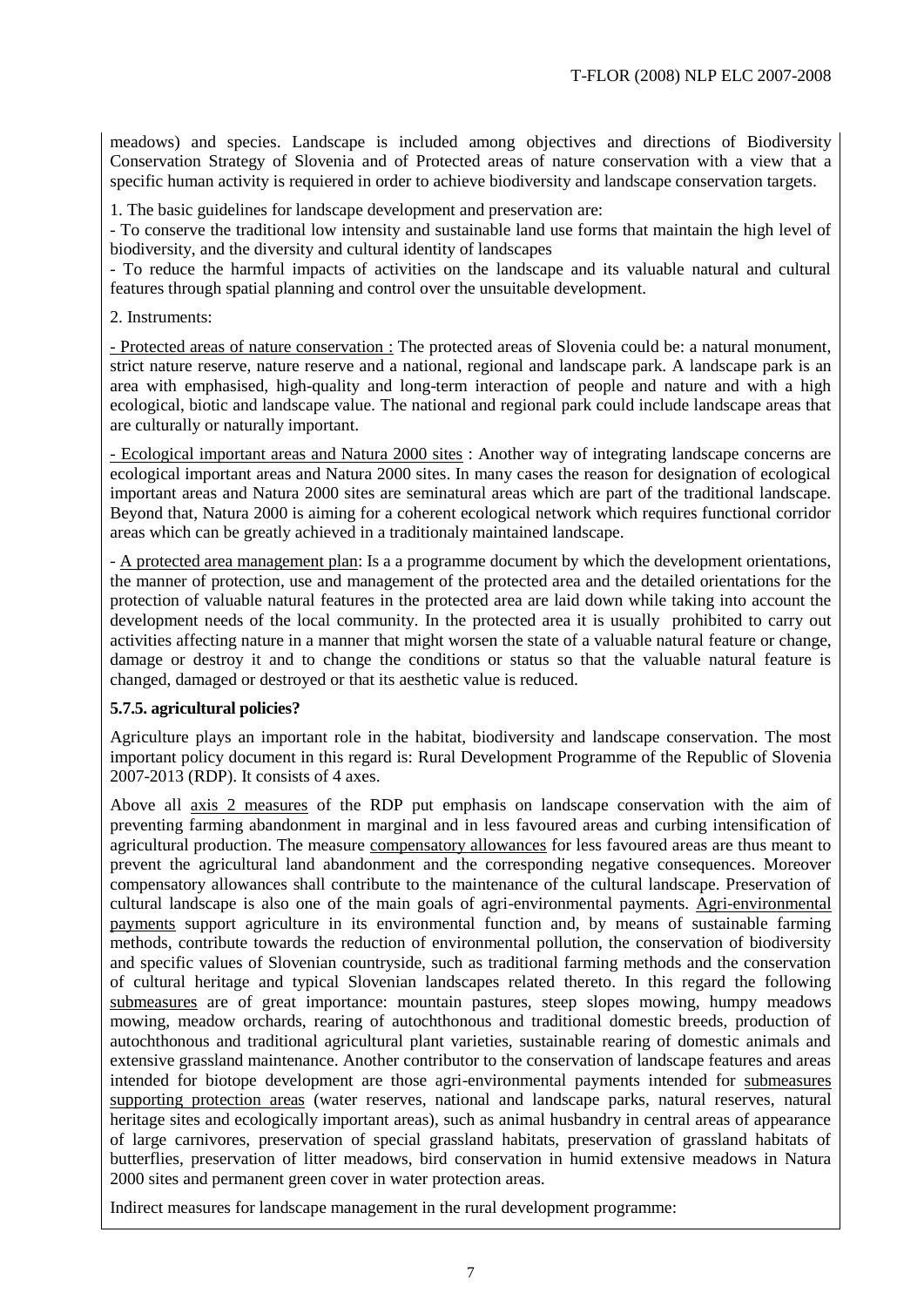meadows) and species. Landscape is included among objectives and directions of Biodiversity Conservation Strategy of Slovenia and of Protected areas of nature conservation with a view that a specific human activity is requiered in order to achieve biodiversity and landscape conservation targets.

1. The basic guidelines for landscape development and preservation are:

- To conserve the traditional low intensity and sustainable land use forms that maintain the high level of biodiversity, and the diversity and cultural identity of landscapes
- To reduce the harmful impacts of activities on the landscape and its valuable natural and cultural features through spatial planning and control over the unsuitable development.

2. Instruments:

- Protected areas of nature conservation : The protected areas of Slovenia could be: a natural monument, strict nature reserve, nature reserve and a national, regional and landscape park. A landscape park is an area with emphasised, high-quality and long-term interaction of people and nature and with a high ecological, biotic and landscape value. The national and regional park could include landscape areas that are culturally or naturally important.

- Ecological important areas and Natura 2000 sites : Another way of integrating landscape concerns are ecological important areas and Natura 2000 sites. In many cases the reason for designation of ecological important areas and Natura 2000 sites are seminatural areas which are part of the traditional landscape. Beyond that, Natura 2000 is aiming for a coherent ecological network which requires functional corridor areas which can be greatly achieved in a traditionaly maintained landscape.

- A protected area management plan: Is a a programme document by which the development orientations, the manner of protection, use and management of the protected area and the detailed orientations for the protection of valuable natural features in the protected area are laid down while taking into account the development needs of the local community. In the protected area it is usually prohibited to carry out activities affecting nature in a manner that might worsen the state of a valuable natural feature or change, damage or destroy it and to change the conditions or status so that the valuable natural feature is changed, damaged or destroyed or that its aesthetic value is reduced.

**5.7.5. agricultural policies?**

Agriculture plays an important role in the habitat, biodiversity and landscape conservation. The most important policy document in this regard is: Rural Development Programme of the Republic of Slovenia 2007-2013 (RDP). It consists of 4 axes.

Above all axis 2 measures of the RDP put emphasis on landscape conservation with the aim of preventing farming abandonment in marginal and in less favoured areas and curbing intensification of agricultural production. The measure compensatory allowances for less favoured areas are thus meant to prevent the agricultural land abandonment and the corresponding negative consequences. Moreover compensatory allowances shall contribute to the maintenance of the cultural landscape. Preservation of cultural landscape is also one of the main goals of agri-environmental payments. Agri-environmental payments support agriculture in its environmental function and, by means of sustainable farming methods, contribute towards the reduction of environmental pollution, the conservation of biodiversity and specific values of Slovenian countryside, such as traditional farming methods and the conservation of cultural heritage and typical Slovenian landscapes related thereto. In this regard the following submeasures are of great importance: mountain pastures, steep slopes mowing, humpy meadows mowing, meadow orchards, rearing of autochthonous and traditional domestic breeds, production of autochthonous and traditional agricultural plant varieties, sustainable rearing of domestic animals and extensive grassland maintenance. Another contributor to the conservation of landscape features and areas intended for biotope development are those agri-environmental payments intended for submeasures supporting protection areas (water reserves, national and landscape parks, natural reserves, natural heritage sites and ecologically important areas), such as animal husbandry in central areas of appearance of large carnivores, preservation of special grassland habitats, preservation of grassland habitats of butterflies, preservation of litter meadows, bird conservation in humid extensive meadows in Natura 2000 sites and permanent green cover in water protection areas.

Indirect measures for landscape management in the rural development programme: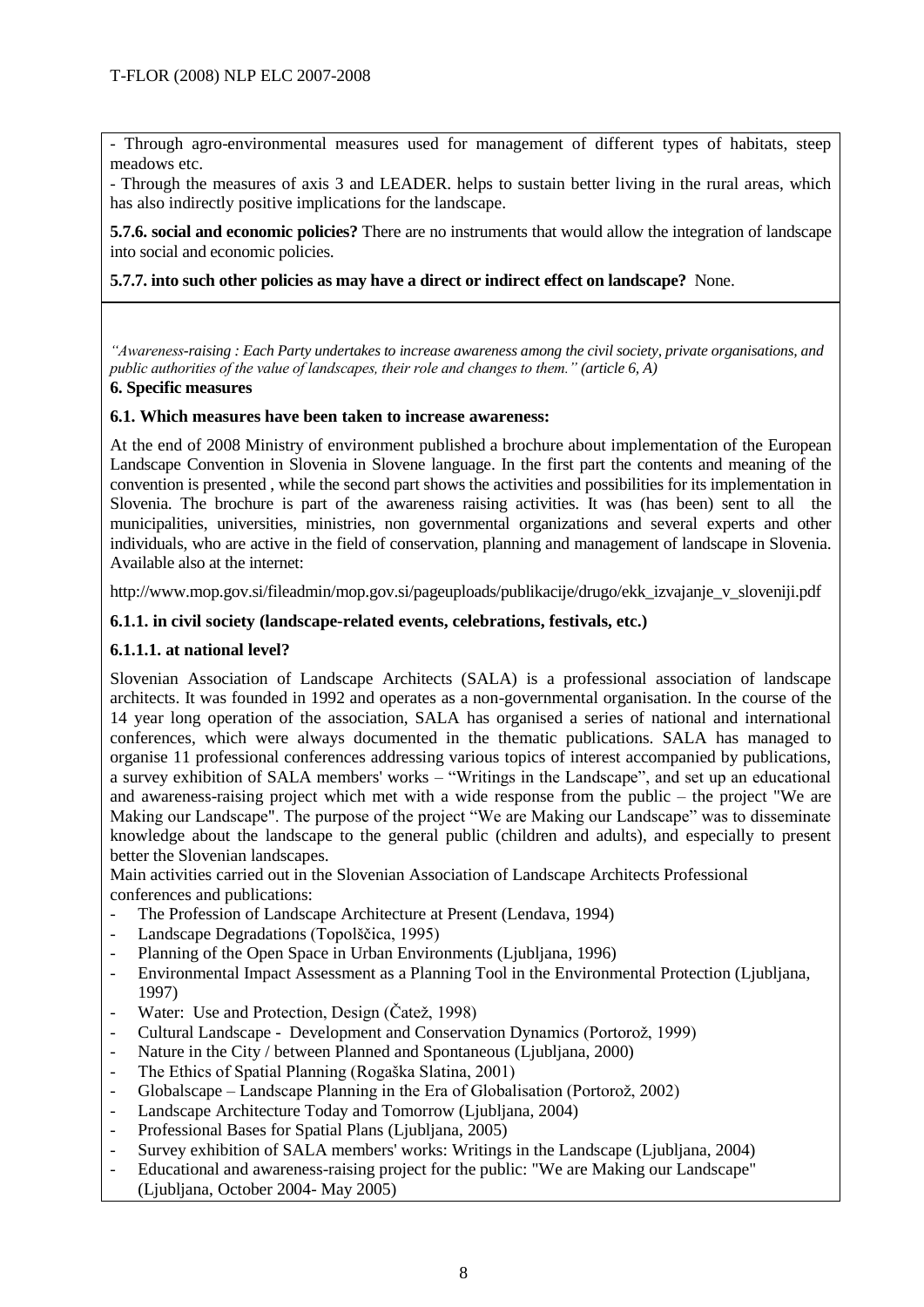- Through agro-environmental measures used for management of different types of habitats, steep meadows etc.

- Through the measures of axis 3 and LEADER. helps to sustain better living in the rural areas, which has also indirectly positive implications for the landscape.

**5.7.6. social and economic policies?** There are no instruments that would allow the integration of landscape into social and economic policies.

**5.7.7. into such other policies as may have a direct or indirect effect on landscape?** None.

*"Awareness-raising : Each Party undertakes to increase awareness among the civil society, private organisations, and public authorities of the value of landscapes, their role and changes to them." (article 6, A)*

**6. Specific measures**

**6.1. Which measures have been taken to increase awareness:**

At the end of 2008 Ministry of environment published a brochure about implementation of the European Landscape Convention in Slovenia in Slovene language. In the first part the contents and meaning of the convention is presented , while the second part shows the activities and possibilities for its implementation in Slovenia. The brochure is part of the awareness raising activities. It was (has been) sent to all the municipalities, universities, ministries, non governmental organizations and several experts and other individuals, who are active in the field of conservation, planning and management of landscape in Slovenia. Available also at the internet:

http://www.mop.gov.si/fileadmin/mop.gov.si/pageuploads/publikacije/drugo/ekk_izvajanje_v_sloveniji.pdf

**6.1.1. in civil society (landscape-related events, celebrations, festivals, etc.)**

**6.1.1.1. at national level?**

Slovenian Association of Landscape Architects (SALA) is a professional association of landscape architects. It was founded in 1992 and operates as a non-governmental organisation. In the course of the 14 year long operation of the association, SALA has organised a series of national and international conferences, which were always documented in the thematic publications. SALA has managed to organise 11 professional conferences addressing various topics of interest accompanied by publications, a survey exhibition of SALA members' works – "Writings in the Landscape", and set up an educational and awareness-raising project which met with a wide response from the public – the project "We are Making our Landscape". The purpose of the project "We are Making our Landscape" was to disseminate knowledge about the landscape to the general public (children and adults), and especially to present better the Slovenian landscapes.

Main activities carried out in the Slovenian Association of Landscape Architects Professional conferences and publications:

- The Profession of Landscape Architecture at Present (Lendava, 1994)
- Landscape Degradations (Topolščica, 1995)
- Planning of the Open Space in Urban Environments (Ljubljana, 1996)
- Environmental Impact Assessment as a Planning Tool in the Environmental Protection (Ljubljana, 1997)
- Water: Use and Protection, Design (Čatež, 1998)
- Cultural Landscape - Development and Conservation Dynamics (Portorož, 1999)
- Nature in the City / between Planned and Spontaneous (Ljubljana, 2000)
- The Ethics of Spatial Planning (Rogaška Slatina, 2001)
- Globalscape – Landscape Planning in the Era of Globalisation (Portorož, 2002)
- Landscape Architecture Today and Tomorrow (Ljubljana, 2004)
- Professional Bases for Spatial Plans (Ljubljana, 2005)
- Survey exhibition of SALA members' works: Writings in the Landscape (Ljubljana, 2004)
- Educational and awareness-raising project for the public: "We are Making our Landscape" (Ljubljana, October 2004- May 2005)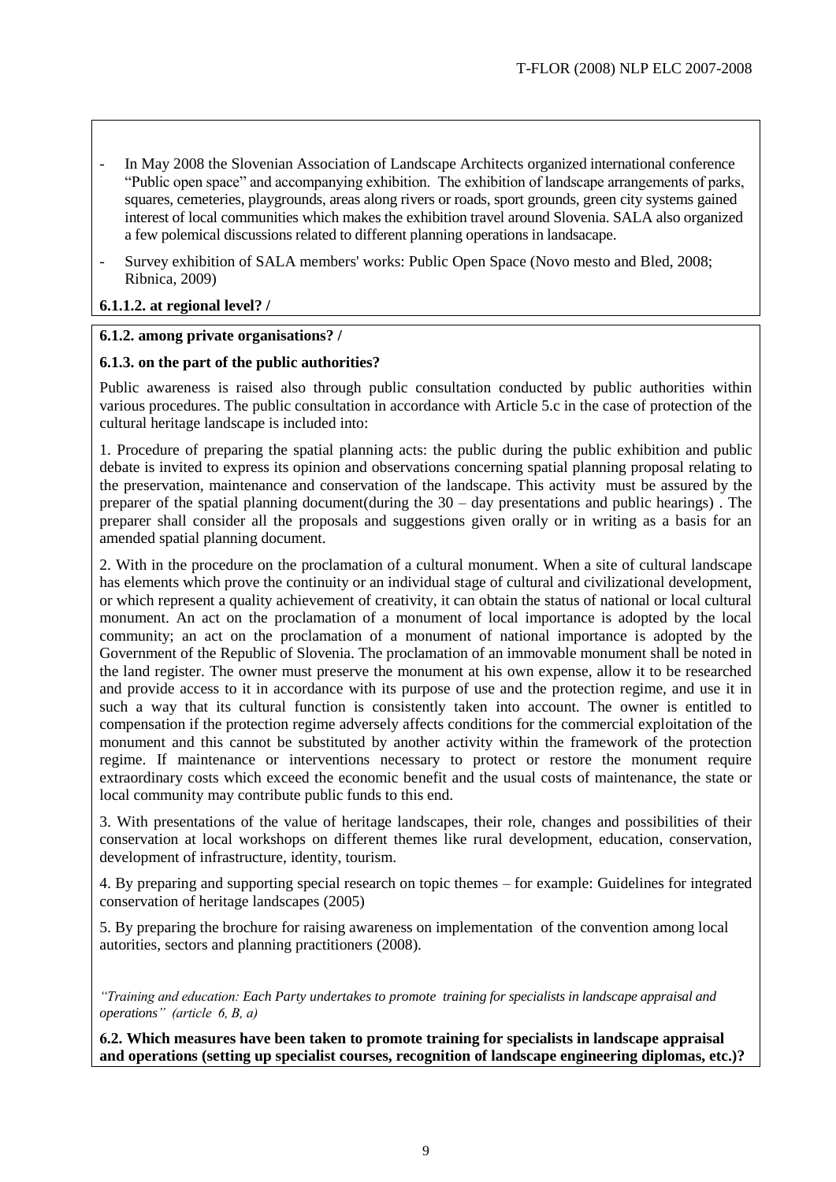- In May 2008 the Slovenian Association of Landscape Architects organized international conference "Public open space" and accompanying exhibition. The exhibition of landscape arrangements of parks, squares, cemeteries, playgrounds, areas along rivers or roads, sport grounds, green city systems gained interest of local communities which makes the exhibition travel around Slovenia. SALA also organized a few polemical discussions related to different planning operations in landsacape.
- Survey exhibition of SALA members' works: Public Open Space (Novo mesto and Bled, 2008; Ribnica, 2009)

**6.1.1.2. at regional level? /**

**6.1.2. among private organisations? /**

**6.1.3. on the part of the public authorities?**

Public awareness is raised also through public consultation conducted by public authorities within various procedures. The public consultation in accordance with Article 5.c in the case of protection of the cultural heritage landscape is included into:

1. Procedure of preparing the spatial planning acts: the public during the public exhibition and public debate is invited to express its opinion and observations concerning spatial planning proposal relating to the preservation, maintenance and conservation of the landscape. This activity must be assured by the preparer of the spatial planning document(during the 30 – day presentations and public hearings) . The preparer shall consider all the proposals and suggestions given orally or in writing as a basis for an amended spatial planning document.

2. With in the procedure on the proclamation of a cultural monument. When a site of cultural landscape has elements which prove the continuity or an individual stage of cultural and civilizational development, or which represent a quality achievement of creativity, it can obtain the status of national or local cultural monument. An act on the proclamation of a monument of local importance is adopted by the local community; an act on the proclamation of a monument of national importance is adopted by the Government of the Republic of Slovenia. The proclamation of an immovable monument shall be noted in the land register. The owner must preserve the monument at his own expense, allow it to be researched and provide access to it in accordance with its purpose of use and the protection regime, and use it in such a way that its cultural function is consistently taken into account. The owner is entitled to compensation if the protection regime adversely affects conditions for the commercial exploitation of the monument and this cannot be substituted by another activity within the framework of the protection regime. If maintenance or interventions necessary to protect or restore the monument require extraordinary costs which exceed the economic benefit and the usual costs of maintenance, the state or local community may contribute public funds to this end.

3. With presentations of the value of heritage landscapes, their role, changes and possibilities of their conservation at local workshops on different themes like rural development, education, conservation, development of infrastructure, identity, tourism.

4. By preparing and supporting special research on topic themes – for example: Guidelines for integrated conservation of heritage landscapes (2005)

5. By preparing the brochure for raising awareness on implementation of the convention among local autorities, sectors and planning practitioners (2008).

*"Training and education: Each Party undertakes to promote training for specialists in landscape appraisal and operations" (article 6, B, a)*

**6.2. Which measures have been taken to promote training for specialists in landscape appraisal and operations (setting up specialist courses, recognition of landscape engineering diplomas, etc.)?**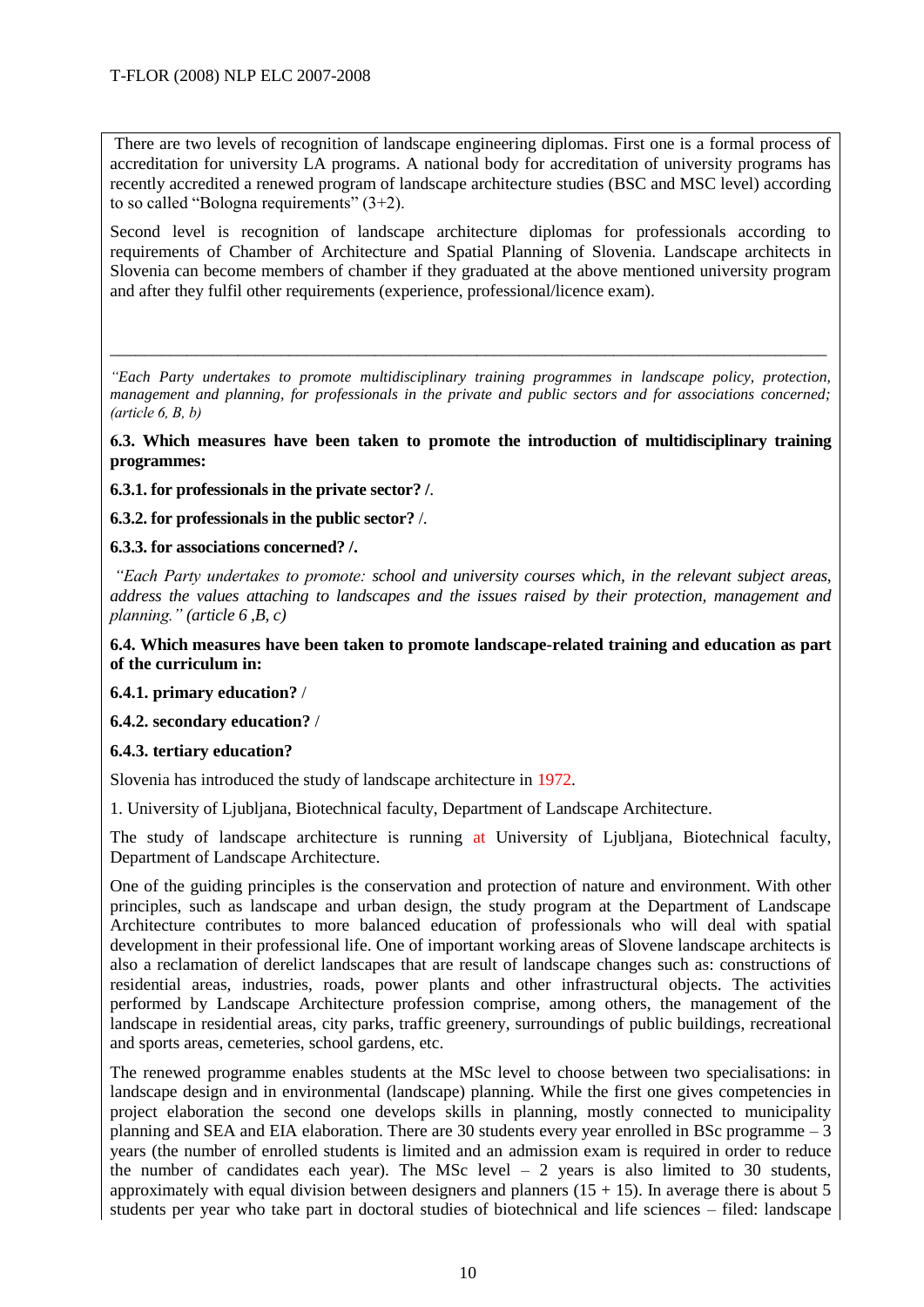There are two levels of recognition of landscape engineering diplomas. First one is a formal process of accreditation for university LA programs. A national body for accreditation of university programs has recently accredited a renewed program of landscape architecture studies (BSC and MSC level) according to so called "Bologna requirements" (3+2).

Second level is recognition of landscape architecture diplomas for professionals according to requirements of Chamber of Architecture and Spatial Planning of Slovenia. Landscape architects in Slovenia can become members of chamber if they graduated at the above mentioned university program and after they fulfil other requirements (experience, professional/licence exam).

---

*"Each Party undertakes to promote multidisciplinary training programmes in landscape policy, protection, management and planning, for professionals in the private and public sectors and for associations concerned; (article 6, B, b)*

**6.3. Which measures have been taken to promote the introduction of multidisciplinary training programmes:**

**6.3.1. for professionals in the private sector? /.**

**6.3.2. for professionals in the public sector?** /.

**6.3.3. for associations concerned? /.**

*"Each Party undertakes to promote: school and university courses which, in the relevant subject areas, address the values attaching to landscapes and the issues raised by their protection, management and planning." (article 6 ,B, c)*

**6.4. Which measures have been taken to promote landscape-related training and education as part of the curriculum in:**

**6.4.1. primary education?** /

**6.4.2. secondary education?** /

**6.4.3. tertiary education?**

Slovenia has introduced the study of landscape architecture in 1972.

1. University of Ljubljana, Biotechnical faculty, Department of Landscape Architecture.

The study of landscape architecture is running at University of Ljubljana, Biotechnical faculty, Department of Landscape Architecture.

One of the guiding principles is the conservation and protection of nature and environment. With other principles, such as landscape and urban design, the study program at the Department of Landscape Architecture contributes to more balanced education of professionals who will deal with spatial development in their professional life. One of important working areas of Slovene landscape architects is also a reclamation of derelict landscapes that are result of landscape changes such as: constructions of residential areas, industries, roads, power plants and other infrastructural objects. The activities performed by Landscape Architecture profession comprise, among others, the management of the landscape in residential areas, city parks, traffic greenery, surroundings of public buildings, recreational and sports areas, cemeteries, school gardens, etc.

The renewed programme enables students at the MSc level to choose between two specialisations: in landscape design and in environmental (landscape) planning. While the first one gives competencies in project elaboration the second one develops skills in planning, mostly connected to municipality planning and SEA and EIA elaboration. There are 30 students every year enrolled in BSc programme – 3 years (the number of enrolled students is limited and an admission exam is required in order to reduce the number of candidates each year). The MSc level – 2 years is also limited to 30 students, approximately with equal division between designers and planners (15 + 15). In average there is about 5 students per year who take part in doctoral studies of biotechnical and life sciences – filed: landscape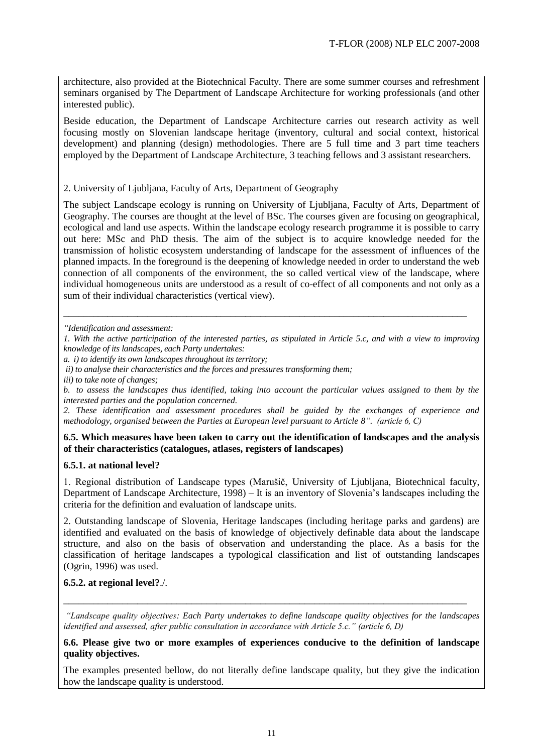architecture, also provided at the Biotechnical Faculty. There are some summer courses and refreshment seminars organised by The Department of Landscape Architecture for working professionals (and other interested public).

Beside education, the Department of Landscape Architecture carries out research activity as well focusing mostly on Slovenian landscape heritage (inventory, cultural and social context, historical development) and planning (design) methodologies. There are 5 full time and 3 part time teachers employed by the Department of Landscape Architecture, 3 teaching fellows and 3 assistant researchers.

2. University of Ljubljana, Faculty of Arts, Department of Geography

The subject Landscape ecology is running on University of Ljubljana, Faculty of Arts, Department of Geography. The courses are thought at the level of BSc. The courses given are focusing on geographical, ecological and land use aspects. Within the landscape ecology research programme it is possible to carry out here: MSc and PhD thesis. The aim of the subject is to acquire knowledge needed for the transmission of holistic ecosystem understanding of landscape for the assessment of influences of the planned impacts. In the foreground is the deepening of knowledge needed in order to understand the web connection of all components of the environment, the so called vertical view of the landscape, where individual homogeneous units are understood as a result of co-effect of all components and not only as a sum of their individual characteristics (vertical view).

---

*"Identification and assessment:*

*1. With the active participation of the interested parties, as stipulated in Article 5.c, and with a view to improving knowledge of its landscapes, each Party undertakes:*

*a. i) to identify its own landscapes throughout its territory;*

*ii) to analyse their characteristics and the forces and pressures transforming them;*

*iii) to take note of changes;*

*b. to assess the landscapes thus identified, taking into account the particular values assigned to them by the interested parties and the population concerned.*

*2. These identification and assessment procedures shall be guided by the exchanges of experience and methodology, organised between the Parties at European level pursuant to Article 8". (article 6, C)*

**6.5. Which measures have been taken to carry out the identification of landscapes and the analysis of their characteristics (catalogues, atlases, registers of landscapes)**

**6.5.1. at national level?**

1. Regional distribution of Landscape types (Marušič, University of Ljubljana, Biotechnical faculty, Department of Landscape Architecture, 1998) – It is an inventory of Slovenia's landscapes including the criteria for the definition and evaluation of landscape units.

2. Outstanding landscape of Slovenia, Heritage landscapes (including heritage parks and gardens) are identified and evaluated on the basis of knowledge of objectively definable data about the landscape structure, and also on the basis of observation and understanding the place. As a basis for the classification of heritage landscapes a typological classification and list of outstanding landscapes (Ogrin, 1996) was used.

**6.5.2. at regional level?**./.

---

*"Landscape quality objectives: Each Party undertakes to define landscape quality objectives for the landscapes identified and assessed, after public consultation in accordance with Article 5.c." (article 6, D)*

**6.6. Please give two or more examples of experiences conducive to the definition of landscape quality objectives.**

The examples presented bellow, do not literally define landscape quality, but they give the indication how the landscape quality is understood.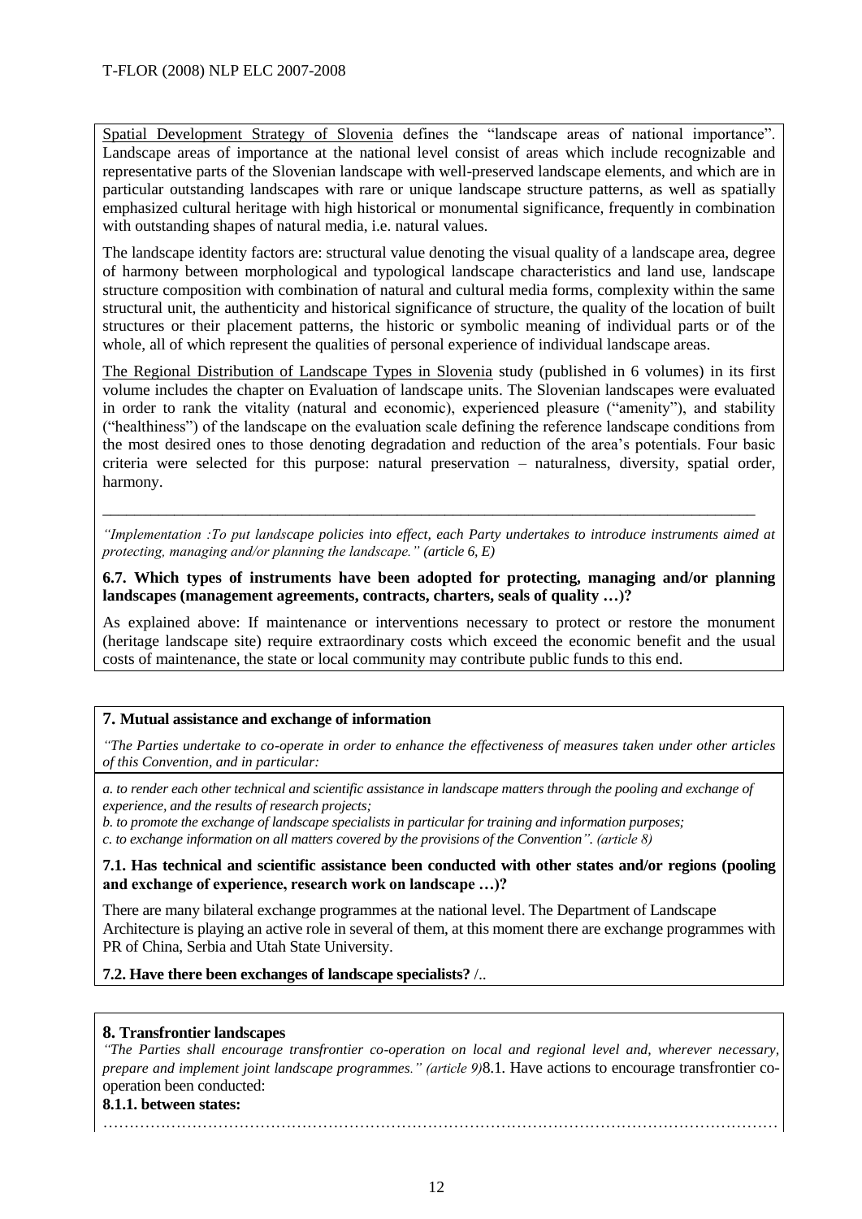Spatial Development Strategy of Slovenia defines the "landscape areas of national importance". Landscape areas of importance at the national level consist of areas which include recognizable and representative parts of the Slovenian landscape with well-preserved landscape elements, and which are in particular outstanding landscapes with rare or unique landscape structure patterns, as well as spatially emphasized cultural heritage with high historical or monumental significance, frequently in combination with outstanding shapes of natural media, i.e. natural values.

The landscape identity factors are: structural value denoting the visual quality of a landscape area, degree of harmony between morphological and typological landscape characteristics and land use, landscape structure composition with combination of natural and cultural media forms, complexity within the same structural unit, the authenticity and historical significance of structure, the quality of the location of built structures or their placement patterns, the historic or symbolic meaning of individual parts or of the whole, all of which represent the qualities of personal experience of individual landscape areas.

The Regional Distribution of Landscape Types in Slovenia study (published in 6 volumes) in its first volume includes the chapter on Evaluation of landscape units. The Slovenian landscapes were evaluated in order to rank the vitality (natural and economic), experienced pleasure ("amenity"), and stability ("healthiness") of the landscape on the evaluation scale defining the reference landscape conditions from the most desired ones to those denoting degradation and reduction of the area's potentials. Four basic criteria were selected for this purpose: natural preservation – naturalness, diversity, spatial order, harmony.

---

*"Implementation :To put landscape policies into effect, each Party undertakes to introduce instruments aimed at protecting, managing and/or planning the landscape." (article 6, E)*

**6.7. Which types of instruments have been adopted for protecting, managing and/or planning landscapes (management agreements, contracts, charters, seals of quality …)?**

As explained above: If maintenance or interventions necessary to protect or restore the monument (heritage landscape site) require extraordinary costs which exceed the economic benefit and the usual costs of maintenance, the state or local community may contribute public funds to this end.

## 7. Mutual assistance and exchange of information

*"The Parties undertake to co-operate in order to enhance the effectiveness of measures taken under other articles of this Convention, and in particular:*

*a. to render each other technical and scientific assistance in landscape matters through the pooling and exchange of experience, and the results of research projects;*
*b. to promote the exchange of landscape specialists in particular for training and information purposes;*
*c. to exchange information on all matters covered by the provisions of the Convention". (article 8)*

**7.1. Has technical and scientific assistance been conducted with other states and/or regions (pooling and exchange of experience, research work on landscape …)?**

There are many bilateral exchange programmes at the national level. The Department of Landscape Architecture is playing an active role in several of them, at this moment there are exchange programmes with PR of China, Serbia and Utah State University.

**7.2. Have there been exchanges of landscape specialists?** /..

## 8. Transfrontier landscapes

*"The Parties shall encourage transfrontier co-operation on local and regional level and, wherever necessary, prepare and implement joint landscape programmes." (article 9)*8.1. Have actions to encourage transfrontier co-operation been conducted:

**8.1.1. between states:**

…………………………………………………………………………………………………………………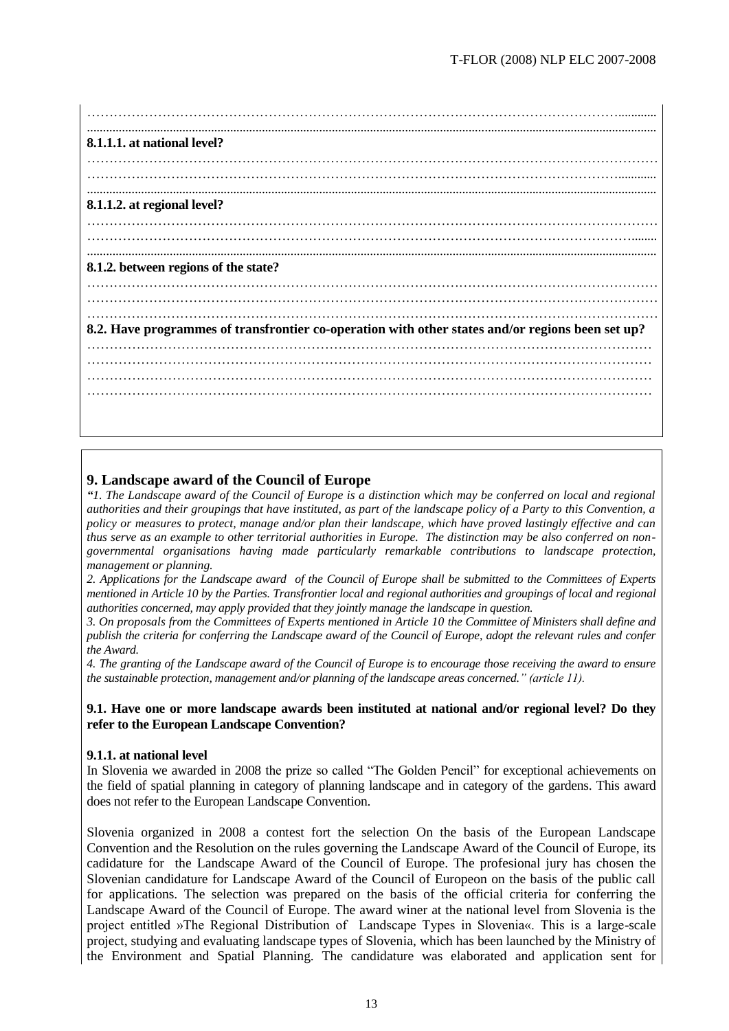……………………………………………………………………………………………………………

**8.1.1.1. at national level?**

……………………………………………………………………………………………………………

**8.1.1.2. at regional level?**

……………………………………………………………………………………………………………

**8.1.2. between regions of the state?**

……………………………………………………………………………………………………………

**8.2. Have programmes of transfrontier co-operation with other states and/or regions been set up?**

……………………………………………………………………………………………………………

## 9. Landscape award of the Council of Europe

*"1. The Landscape award of the Council of Europe is a distinction which may be conferred on local and regional authorities and their groupings that have instituted, as part of the landscape policy of a Party to this Convention, a policy or measures to protect, manage and/or plan their landscape, which have proved lastingly effective and can thus serve as an example to other territorial authorities in Europe. The distinction may be also conferred on non-governmental organisations having made particularly remarkable contributions to landscape protection, management or planning.*

*2. Applications for the Landscape award of the Council of Europe shall be submitted to the Committees of Experts mentioned in Article 10 by the Parties. Transfrontier local and regional authorities and groupings of local and regional authorities concerned, may apply provided that they jointly manage the landscape in question.*

*3. On proposals from the Committees of Experts mentioned in Article 10 the Committee of Ministers shall define and publish the criteria for conferring the Landscape award of the Council of Europe, adopt the relevant rules and confer the Award.*

*4. The granting of the Landscape award of the Council of Europe is to encourage those receiving the award to ensure the sustainable protection, management and/or planning of the landscape areas concerned." (article 11).*

**9.1. Have one or more landscape awards been instituted at national and/or regional level? Do they refer to the European Landscape Convention?**

**9.1.1. at national level**

In Slovenia we awarded in 2008 the prize so called "The Golden Pencil" for exceptional achievements on the field of spatial planning in category of planning landscape and in category of the gardens. This award does not refer to the European Landscape Convention.

Slovenia organized in 2008 a contest fort the selection On the basis of the European Landscape Convention and the Resolution on the rules governing the Landscape Award of the Council of Europe, its cadidature for the Landscape Award of the Council of Europe. The profesional jury has chosen the Slovenian candidature for Landscape Award of the Council of Europeon on the basis of the public call for applications. The selection was prepared on the basis of the official criteria for conferring the Landscape Award of the Council of Europe. The award winer at the national level from Slovenia is the project entitled »The Regional Distribution of Landscape Types in Slovenia«. This is a large-scale project, studying and evaluating landscape types of Slovenia, which has been launched by the Ministry of the Environment and Spatial Planning. The candidature was elaborated and application sent for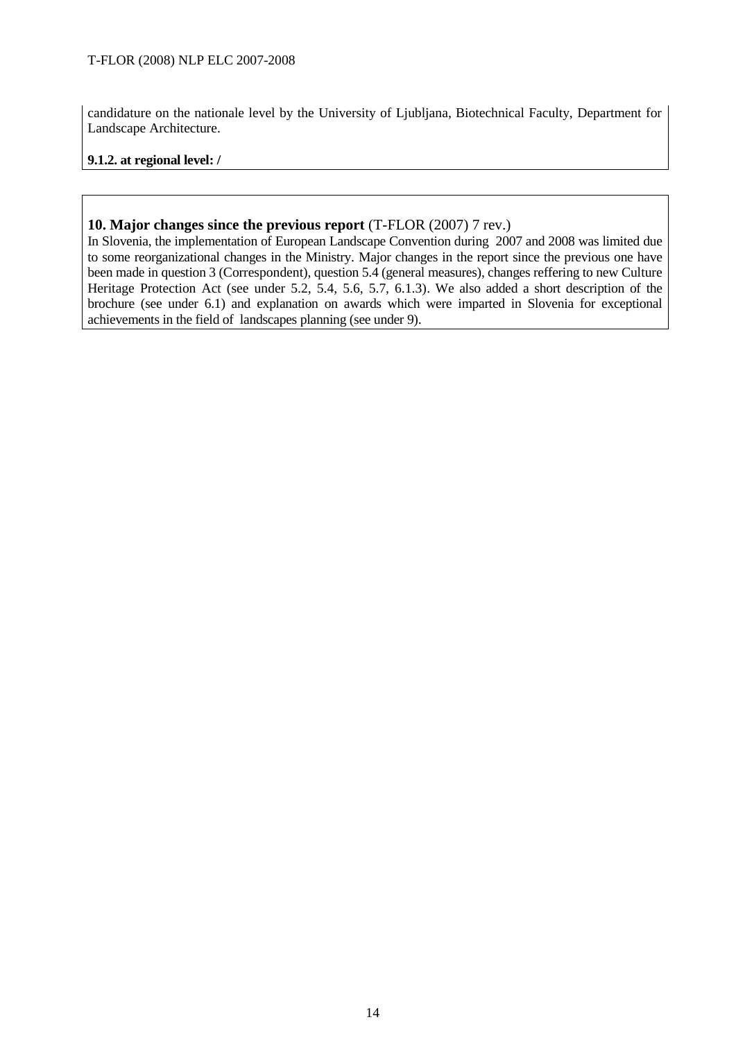candidature on the nationale level by the University of Ljubljana, Biotechnical Faculty, Department for Landscape Architecture.

**9.1.2. at regional level: /**

## 10. Major changes since the previous report (T-FLOR (2007) 7 rev.)

In Slovenia, the implementation of European Landscape Convention during 2007 and 2008 was limited due to some reorganizational changes in the Ministry. Major changes in the report since the previous one have been made in question 3 (Correspondent), question 5.4 (general measures), changes reffering to new Culture Heritage Protection Act (see under 5.2, 5.4, 5.6, 5.7, 6.1.3). We also added a short description of the brochure (see under 6.1) and explanation on awards which were imparted in Slovenia for exceptional achievements in the field of landscapes planning (see under 9).